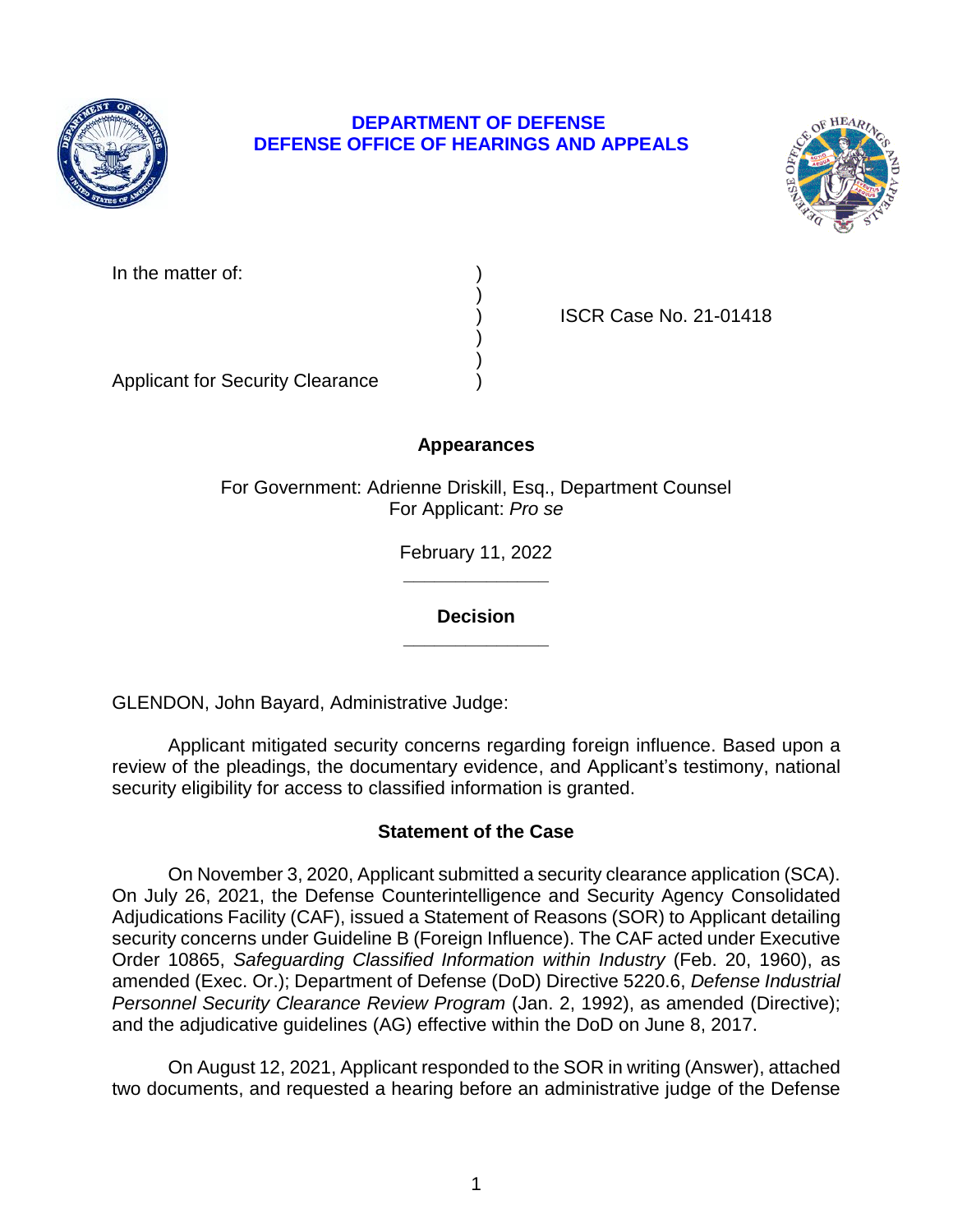**DEPARTMENT OF DEFENSE**
**DEFENSE OFFICE OF HEARINGS AND APPEALS**

In the matter of: )
)
) ISCR Case No. 21-01418
)
)
Applicant for Security Clearance )

**Appearances**

For Government: Adrienne Driskill, Esq., Department Counsel
For Applicant: *Pro se*

February 11, 2022

______________

**Decision**

______________

GLENDON, John Bayard, Administrative Judge:

Applicant mitigated security concerns regarding foreign influence. Based upon a review of the pleadings, the documentary evidence, and Applicant's testimony, national security eligibility for access to classified information is granted.

## Statement of the Case

On November 3, 2020, Applicant submitted a security clearance application (SCA). On July 26, 2021, the Defense Counterintelligence and Security Agency Consolidated Adjudications Facility (CAF), issued a Statement of Reasons (SOR) to Applicant detailing security concerns under Guideline B (Foreign Influence). The CAF acted under Executive Order 10865, *Safeguarding Classified Information within Industry* (Feb. 20, 1960), as amended (Exec. Or.); Department of Defense (DoD) Directive 5220.6, *Defense Industrial Personnel Security Clearance Review Program* (Jan. 2, 1992), as amended (Directive); and the adjudicative guidelines (AG) effective within the DoD on June 8, 2017.

On August 12, 2021, Applicant responded to the SOR in writing (Answer), attached two documents, and requested a hearing before an administrative judge of the Defense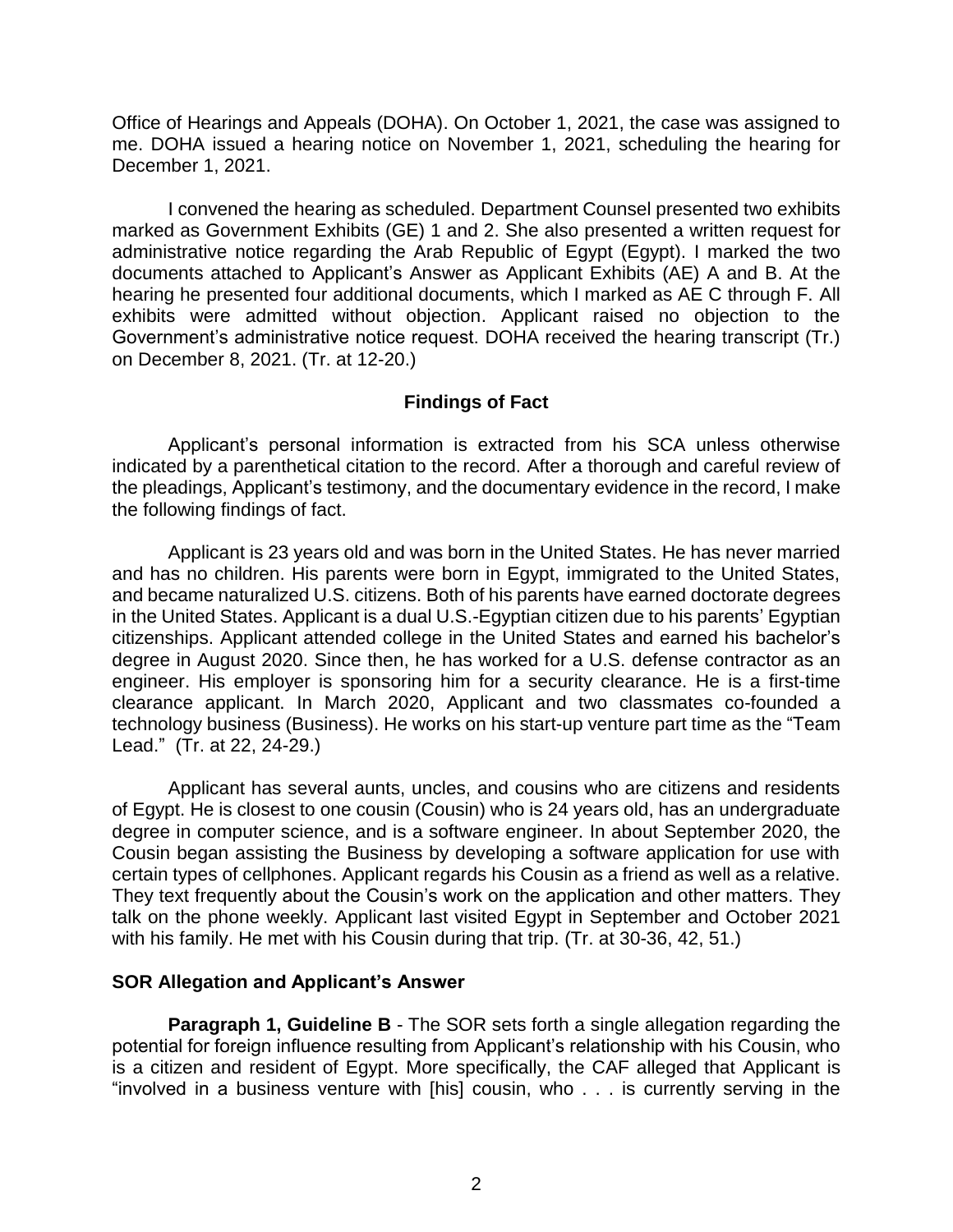Office of Hearings and Appeals (DOHA). On October 1, 2021, the case was assigned to me. DOHA issued a hearing notice on November 1, 2021, scheduling the hearing for December 1, 2021.

I convened the hearing as scheduled. Department Counsel presented two exhibits marked as Government Exhibits (GE) 1 and 2. She also presented a written request for administrative notice regarding the Arab Republic of Egypt (Egypt). I marked the two documents attached to Applicant's Answer as Applicant Exhibits (AE) A and B. At the hearing he presented four additional documents, which I marked as AE C through F. All exhibits were admitted without objection. Applicant raised no objection to the Government's administrative notice request. DOHA received the hearing transcript (Tr.) on December 8, 2021. (Tr. at 12-20.)

## Findings of Fact

Applicant's personal information is extracted from his SCA unless otherwise indicated by a parenthetical citation to the record. After a thorough and careful review of the pleadings, Applicant's testimony, and the documentary evidence in the record, I make the following findings of fact.

Applicant is 23 years old and was born in the United States. He has never married and has no children. His parents were born in Egypt, immigrated to the United States, and became naturalized U.S. citizens. Both of his parents have earned doctorate degrees in the United States. Applicant is a dual U.S.-Egyptian citizen due to his parents' Egyptian citizenships. Applicant attended college in the United States and earned his bachelor's degree in August 2020. Since then, he has worked for a U.S. defense contractor as an engineer. His employer is sponsoring him for a security clearance. He is a first-time clearance applicant. In March 2020, Applicant and two classmates co-founded a technology business (Business). He works on his start-up venture part time as the "Team Lead." (Tr. at 22, 24-29.)

Applicant has several aunts, uncles, and cousins who are citizens and residents of Egypt. He is closest to one cousin (Cousin) who is 24 years old, has an undergraduate degree in computer science, and is a software engineer. In about September 2020, the Cousin began assisting the Business by developing a software application for use with certain types of cellphones. Applicant regards his Cousin as a friend as well as a relative. They text frequently about the Cousin's work on the application and other matters. They talk on the phone weekly. Applicant last visited Egypt in September and October 2021 with his family. He met with his Cousin during that trip. (Tr. at 30-36, 42, 51.)

### SOR Allegation and Applicant's Answer

**Paragraph 1, Guideline B** - The SOR sets forth a single allegation regarding the potential for foreign influence resulting from Applicant's relationship with his Cousin, who is a citizen and resident of Egypt. More specifically, the CAF alleged that Applicant is "involved in a business venture with [his] cousin, who . . . is currently serving in the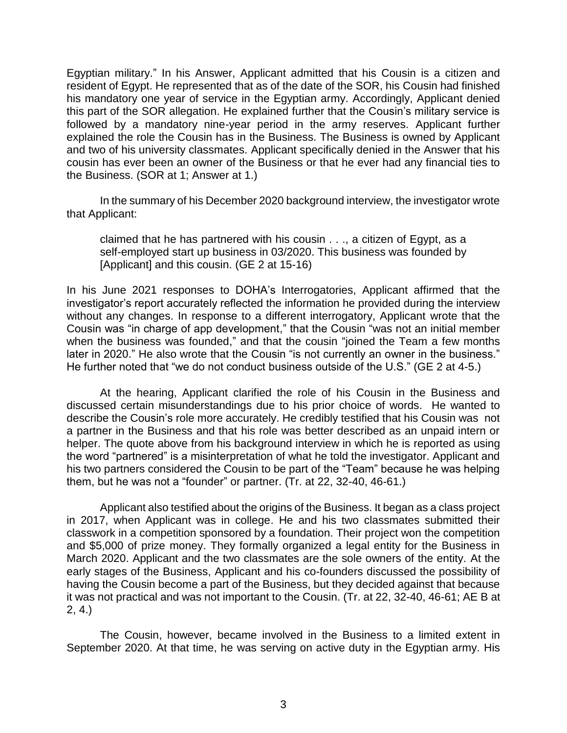Egyptian military." In his Answer, Applicant admitted that his Cousin is a citizen and resident of Egypt. He represented that as of the date of the SOR, his Cousin had finished his mandatory one year of service in the Egyptian army. Accordingly, Applicant denied this part of the SOR allegation. He explained further that the Cousin's military service is followed by a mandatory nine-year period in the army reserves. Applicant further explained the role the Cousin has in the Business. The Business is owned by Applicant and two of his university classmates. Applicant specifically denied in the Answer that his cousin has ever been an owner of the Business or that he ever had any financial ties to the Business. (SOR at 1; Answer at 1.)

In the summary of his December 2020 background interview, the investigator wrote that Applicant:

> claimed that he has partnered with his cousin . . ., a citizen of Egypt, as a self-employed start up business in 03/2020. This business was founded by [Applicant] and this cousin. (GE 2 at 15-16)

In his June 2021 responses to DOHA's Interrogatories, Applicant affirmed that the investigator's report accurately reflected the information he provided during the interview without any changes. In response to a different interrogatory, Applicant wrote that the Cousin was "in charge of app development," that the Cousin "was not an initial member when the business was founded," and that the cousin "joined the Team a few months later in 2020." He also wrote that the Cousin "is not currently an owner in the business." He further noted that "we do not conduct business outside of the U.S." (GE 2 at 4-5.)

At the hearing, Applicant clarified the role of his Cousin in the Business and discussed certain misunderstandings due to his prior choice of words. He wanted to describe the Cousin's role more accurately. He credibly testified that his Cousin was not a partner in the Business and that his role was better described as an unpaid intern or helper. The quote above from his background interview in which he is reported as using the word "partnered" is a misinterpretation of what he told the investigator. Applicant and his two partners considered the Cousin to be part of the "Team" because he was helping them, but he was not a "founder" or partner. (Tr. at 22, 32-40, 46-61.)

Applicant also testified about the origins of the Business. It began as a class project in 2017, when Applicant was in college. He and his two classmates submitted their classwork in a competition sponsored by a foundation. Their project won the competition and $5,000 of prize money. They formally organized a legal entity for the Business in March 2020. Applicant and the two classmates are the sole owners of the entity. At the early stages of the Business, Applicant and his co-founders discussed the possibility of having the Cousin become a part of the Business, but they decided against that because it was not practical and was not important to the Cousin. (Tr. at 22, 32-40, 46-61; AE B at 2, 4.)

The Cousin, however, became involved in the Business to a limited extent in September 2020. At that time, he was serving on active duty in the Egyptian army. His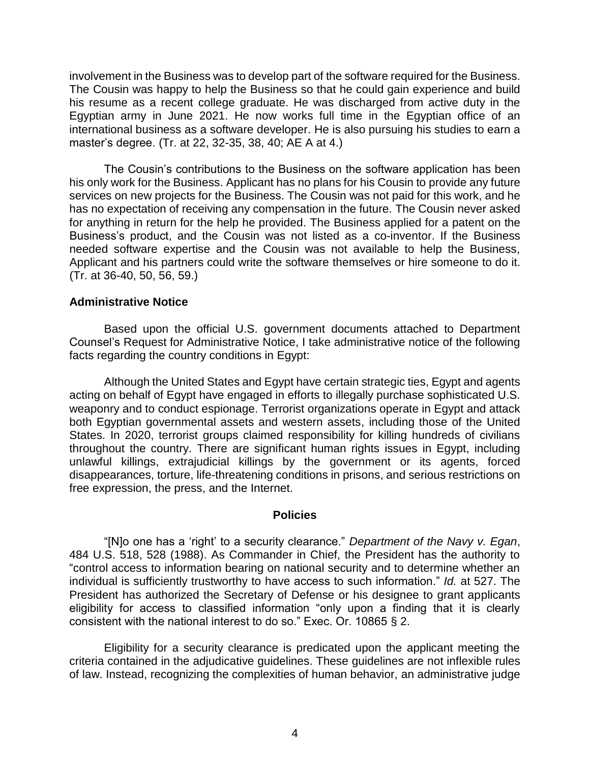involvement in the Business was to develop part of the software required for the Business. The Cousin was happy to help the Business so that he could gain experience and build his resume as a recent college graduate. He was discharged from active duty in the Egyptian army in June 2021. He now works full time in the Egyptian office of an international business as a software developer. He is also pursuing his studies to earn a master's degree. (Tr. at 22, 32-35, 38, 40; AE A at 4.)

The Cousin's contributions to the Business on the software application has been his only work for the Business. Applicant has no plans for his Cousin to provide any future services on new projects for the Business. The Cousin was not paid for this work, and he has no expectation of receiving any compensation in the future. The Cousin never asked for anything in return for the help he provided. The Business applied for a patent on the Business's product, and the Cousin was not listed as a co-inventor. If the Business needed software expertise and the Cousin was not available to help the Business, Applicant and his partners could write the software themselves or hire someone to do it. (Tr. at 36-40, 50, 56, 59.)

### Administrative Notice

Based upon the official U.S. government documents attached to Department Counsel's Request for Administrative Notice, I take administrative notice of the following facts regarding the country conditions in Egypt:

Although the United States and Egypt have certain strategic ties, Egypt and agents acting on behalf of Egypt have engaged in efforts to illegally purchase sophisticated U.S. weaponry and to conduct espionage. Terrorist organizations operate in Egypt and attack both Egyptian governmental assets and western assets, including those of the United States. In 2020, terrorist groups claimed responsibility for killing hundreds of civilians throughout the country. There are significant human rights issues in Egypt, including unlawful killings, extrajudicial killings by the government or its agents, forced disappearances, torture, life-threatening conditions in prisons, and serious restrictions on free expression, the press, and the Internet.

## Policies

"[N]o one has a 'right' to a security clearance." *Department of the Navy v. Egan*, 484 U.S. 518, 528 (1988). As Commander in Chief, the President has the authority to "control access to information bearing on national security and to determine whether an individual is sufficiently trustworthy to have access to such information." *Id.* at 527. The President has authorized the Secretary of Defense or his designee to grant applicants eligibility for access to classified information "only upon a finding that it is clearly consistent with the national interest to do so." Exec. Or. 10865 § 2.

Eligibility for a security clearance is predicated upon the applicant meeting the criteria contained in the adjudicative guidelines. These guidelines are not inflexible rules of law. Instead, recognizing the complexities of human behavior, an administrative judge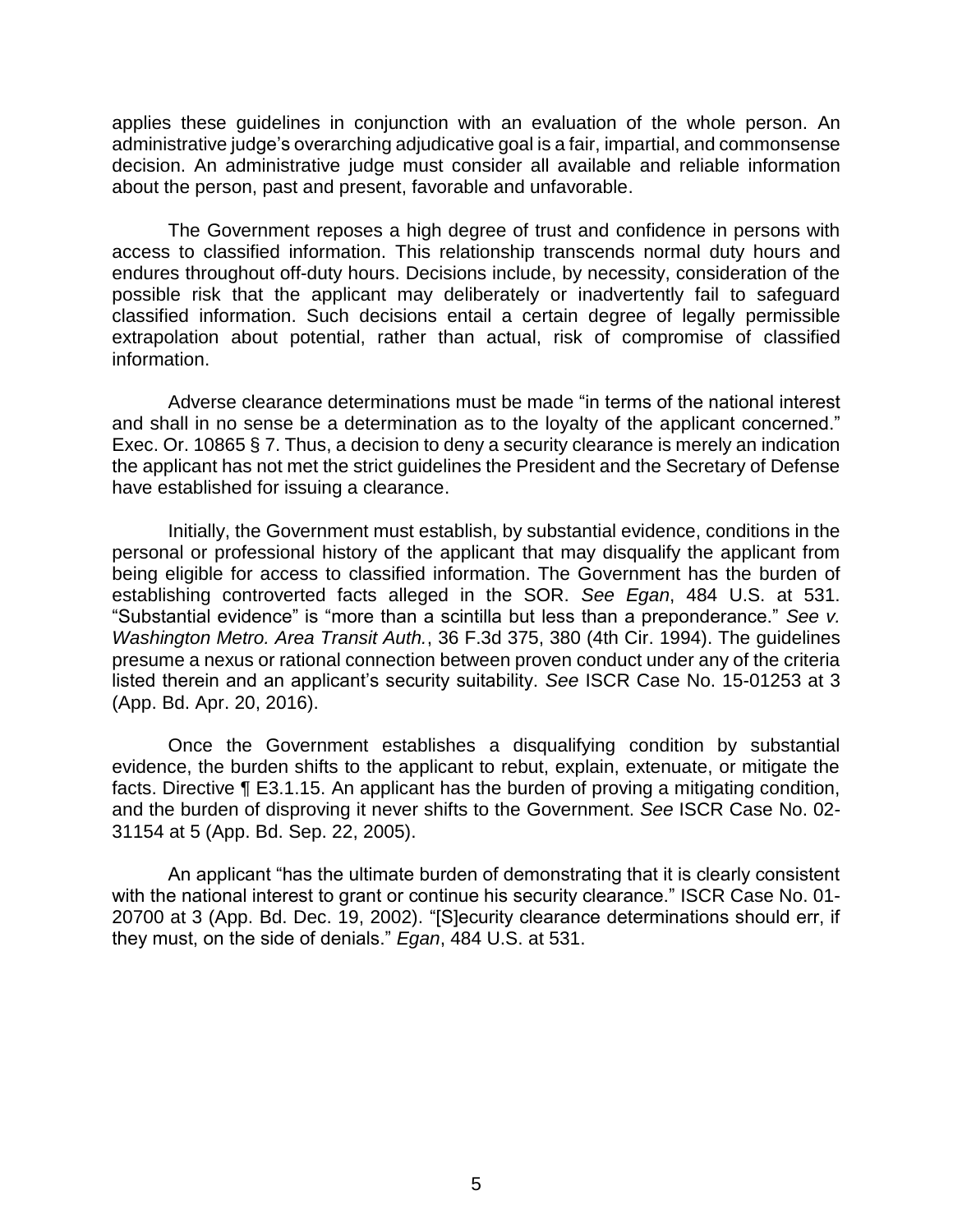applies these guidelines in conjunction with an evaluation of the whole person. An administrative judge's overarching adjudicative goal is a fair, impartial, and commonsense decision. An administrative judge must consider all available and reliable information about the person, past and present, favorable and unfavorable.

The Government reposes a high degree of trust and confidence in persons with access to classified information. This relationship transcends normal duty hours and endures throughout off-duty hours. Decisions include, by necessity, consideration of the possible risk that the applicant may deliberately or inadvertently fail to safeguard classified information. Such decisions entail a certain degree of legally permissible extrapolation about potential, rather than actual, risk of compromise of classified information.

Adverse clearance determinations must be made "in terms of the national interest and shall in no sense be a determination as to the loyalty of the applicant concerned." Exec. Or. 10865 § 7. Thus, a decision to deny a security clearance is merely an indication the applicant has not met the strict guidelines the President and the Secretary of Defense have established for issuing a clearance.

Initially, the Government must establish, by substantial evidence, conditions in the personal or professional history of the applicant that may disqualify the applicant from being eligible for access to classified information. The Government has the burden of establishing controverted facts alleged in the SOR. *See Egan*, 484 U.S. at 531. "Substantial evidence" is "more than a scintilla but less than a preponderance." *See v. Washington Metro. Area Transit Auth.*, 36 F.3d 375, 380 (4th Cir. 1994). The guidelines presume a nexus or rational connection between proven conduct under any of the criteria listed therein and an applicant's security suitability. *See* ISCR Case No. 15-01253 at 3 (App. Bd. Apr. 20, 2016).

Once the Government establishes a disqualifying condition by substantial evidence, the burden shifts to the applicant to rebut, explain, extenuate, or mitigate the facts. Directive ¶ E3.1.15. An applicant has the burden of proving a mitigating condition, and the burden of disproving it never shifts to the Government. *See* ISCR Case No. 02-31154 at 5 (App. Bd. Sep. 22, 2005).

An applicant "has the ultimate burden of demonstrating that it is clearly consistent with the national interest to grant or continue his security clearance." ISCR Case No. 01-20700 at 3 (App. Bd. Dec. 19, 2002). "[S]ecurity clearance determinations should err, if they must, on the side of denials." *Egan*, 484 U.S. at 531.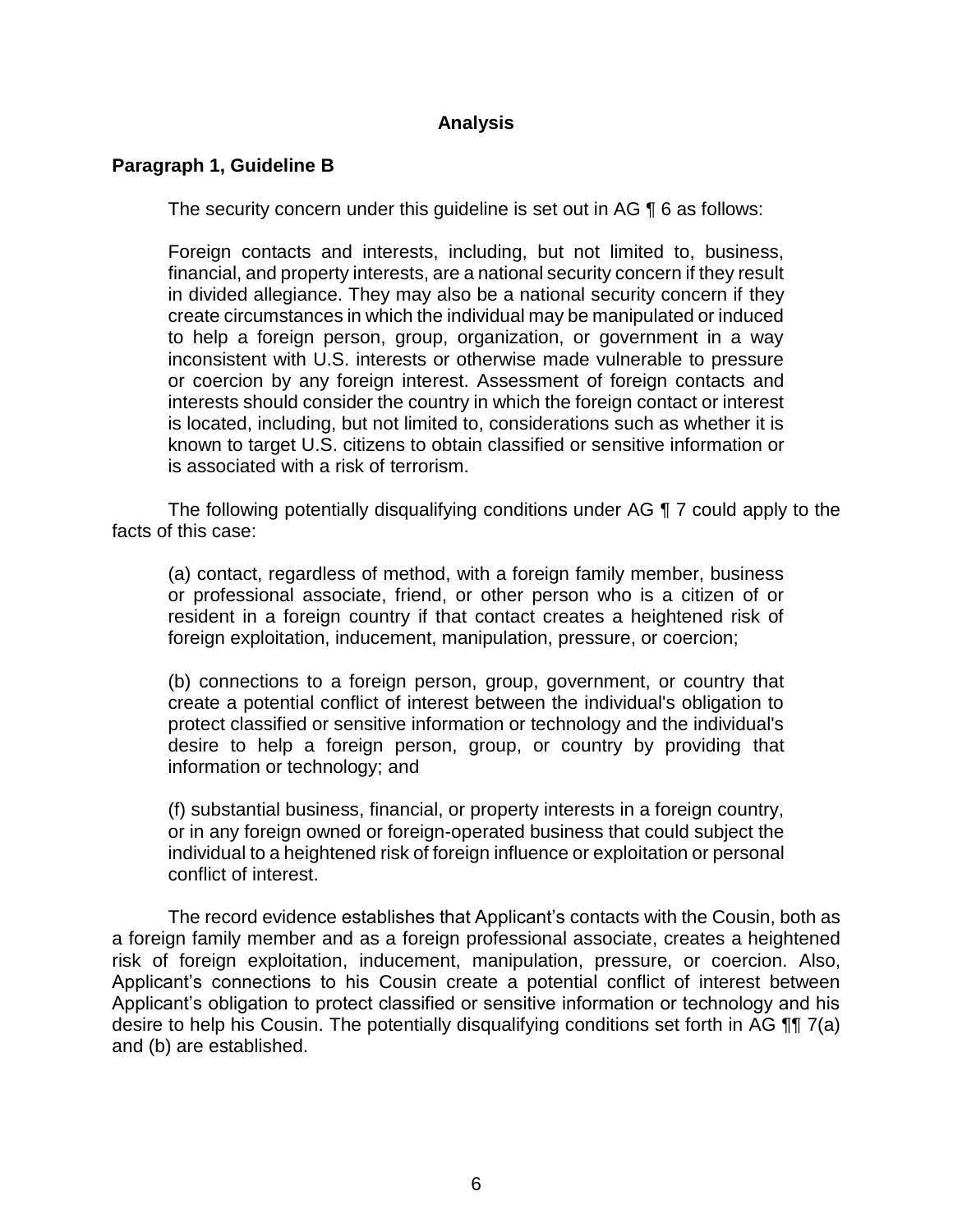## Analysis

### Paragraph 1, Guideline B

The security concern under this guideline is set out in AG ¶ 6 as follows:

> Foreign contacts and interests, including, but not limited to, business, financial, and property interests, are a national security concern if they result in divided allegiance. They may also be a national security concern if they create circumstances in which the individual may be manipulated or induced to help a foreign person, group, organization, or government in a way inconsistent with U.S. interests or otherwise made vulnerable to pressure or coercion by any foreign interest. Assessment of foreign contacts and interests should consider the country in which the foreign contact or interest is located, including, but not limited to, considerations such as whether it is known to target U.S. citizens to obtain classified or sensitive information or is associated with a risk of terrorism.

The following potentially disqualifying conditions under AG ¶ 7 could apply to the facts of this case:

> (a) contact, regardless of method, with a foreign family member, business or professional associate, friend, or other person who is a citizen of or resident in a foreign country if that contact creates a heightened risk of foreign exploitation, inducement, manipulation, pressure, or coercion;
>
> (b) connections to a foreign person, group, government, or country that create a potential conflict of interest between the individual's obligation to protect classified or sensitive information or technology and the individual's desire to help a foreign person, group, or country by providing that information or technology; and
>
> (f) substantial business, financial, or property interests in a foreign country, or in any foreign owned or foreign-operated business that could subject the individual to a heightened risk of foreign influence or exploitation or personal conflict of interest.

The record evidence establishes that Applicant's contacts with the Cousin, both as a foreign family member and as a foreign professional associate, creates a heightened risk of foreign exploitation, inducement, manipulation, pressure, or coercion. Also, Applicant's connections to his Cousin create a potential conflict of interest between Applicant's obligation to protect classified or sensitive information or technology and his desire to help his Cousin. The potentially disqualifying conditions set forth in AG ¶¶ 7(a) and (b) are established.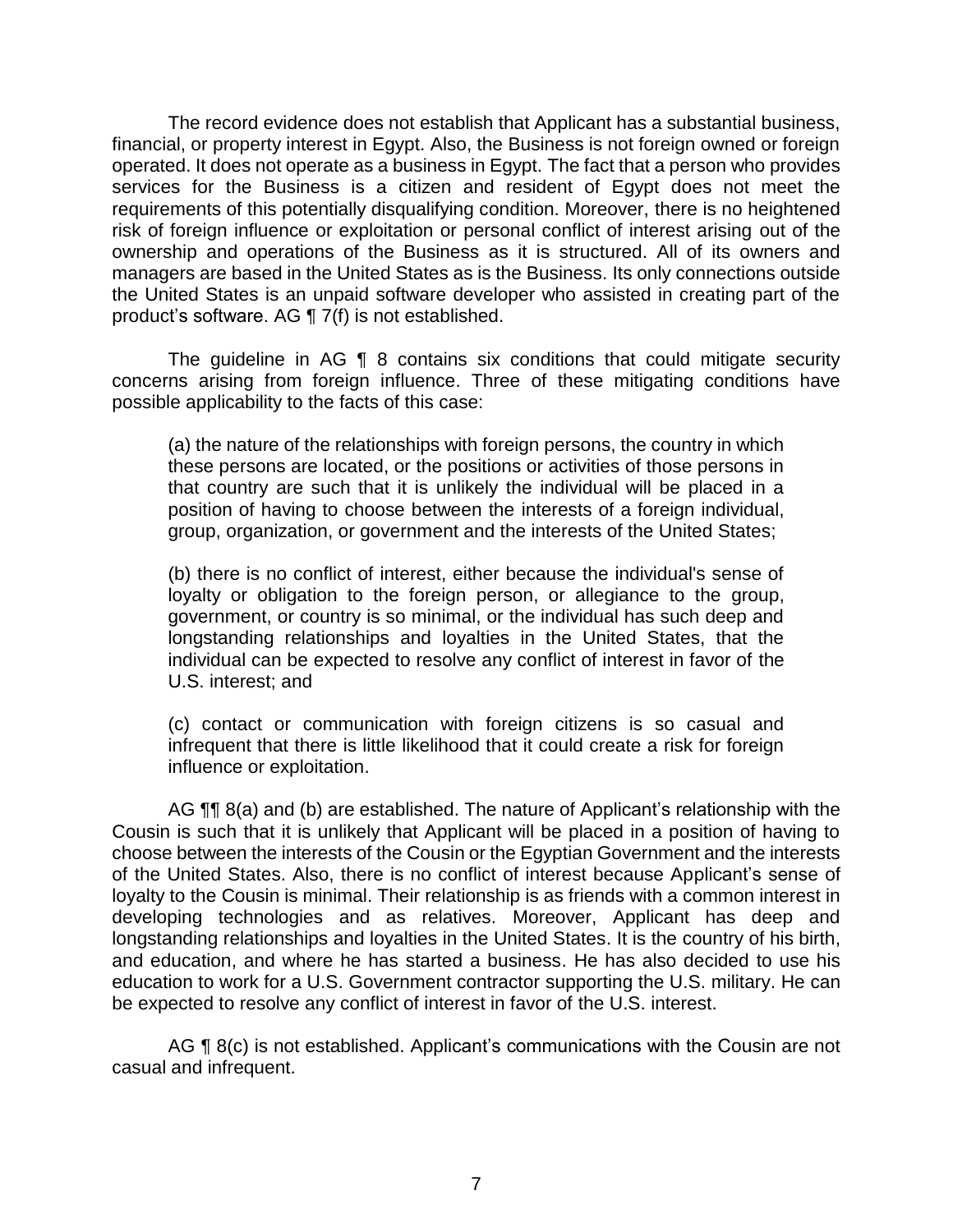The record evidence does not establish that Applicant has a substantial business, financial, or property interest in Egypt. Also, the Business is not foreign owned or foreign operated. It does not operate as a business in Egypt. The fact that a person who provides services for the Business is a citizen and resident of Egypt does not meet the requirements of this potentially disqualifying condition. Moreover, there is no heightened risk of foreign influence or exploitation or personal conflict of interest arising out of the ownership and operations of the Business as it is structured. All of its owners and managers are based in the United States as is the Business. Its only connections outside the United States is an unpaid software developer who assisted in creating part of the product's software. AG ¶ 7(f) is not established.

The guideline in AG ¶ 8 contains six conditions that could mitigate security concerns arising from foreign influence. Three of these mitigating conditions have possible applicability to the facts of this case:

> (a) the nature of the relationships with foreign persons, the country in which these persons are located, or the positions or activities of those persons in that country are such that it is unlikely the individual will be placed in a position of having to choose between the interests of a foreign individual, group, organization, or government and the interests of the United States;
>
> (b) there is no conflict of interest, either because the individual's sense of loyalty or obligation to the foreign person, or allegiance to the group, government, or country is so minimal, or the individual has such deep and longstanding relationships and loyalties in the United States, that the individual can be expected to resolve any conflict of interest in favor of the U.S. interest; and
>
> (c) contact or communication with foreign citizens is so casual and infrequent that there is little likelihood that it could create a risk for foreign influence or exploitation.

AG ¶¶ 8(a) and (b) are established. The nature of Applicant's relationship with the Cousin is such that it is unlikely that Applicant will be placed in a position of having to choose between the interests of the Cousin or the Egyptian Government and the interests of the United States. Also, there is no conflict of interest because Applicant's sense of loyalty to the Cousin is minimal. Their relationship is as friends with a common interest in developing technologies and as relatives. Moreover, Applicant has deep and longstanding relationships and loyalties in the United States. It is the country of his birth, and education, and where he has started a business. He has also decided to use his education to work for a U.S. Government contractor supporting the U.S. military. He can be expected to resolve any conflict of interest in favor of the U.S. interest.

AG ¶ 8(c) is not established. Applicant's communications with the Cousin are not casual and infrequent.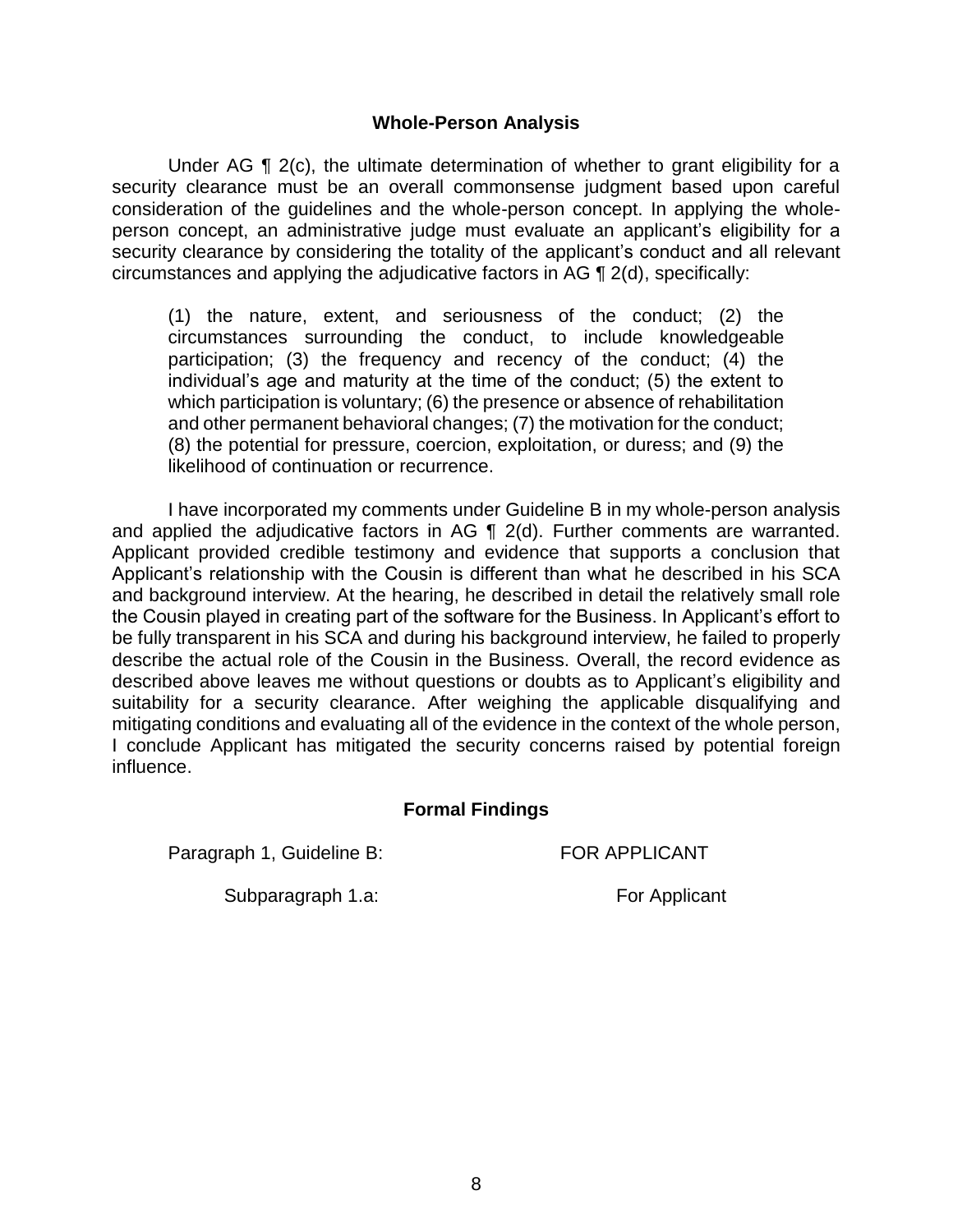## Whole-Person Analysis

Under AG ¶ 2(c), the ultimate determination of whether to grant eligibility for a security clearance must be an overall commonsense judgment based upon careful consideration of the guidelines and the whole-person concept. In applying the whole-person concept, an administrative judge must evaluate an applicant's eligibility for a security clearance by considering the totality of the applicant's conduct and all relevant circumstances and applying the adjudicative factors in AG ¶ 2(d), specifically:

> (1) the nature, extent, and seriousness of the conduct; (2) the circumstances surrounding the conduct, to include knowledgeable participation; (3) the frequency and recency of the conduct; (4) the individual's age and maturity at the time of the conduct; (5) the extent to which participation is voluntary; (6) the presence or absence of rehabilitation and other permanent behavioral changes; (7) the motivation for the conduct; (8) the potential for pressure, coercion, exploitation, or duress; and (9) the likelihood of continuation or recurrence.

I have incorporated my comments under Guideline B in my whole-person analysis and applied the adjudicative factors in AG ¶ 2(d). Further comments are warranted. Applicant provided credible testimony and evidence that supports a conclusion that Applicant's relationship with the Cousin is different than what he described in his SCA and background interview. At the hearing, he described in detail the relatively small role the Cousin played in creating part of the software for the Business. In Applicant's effort to be fully transparent in his SCA and during his background interview, he failed to properly describe the actual role of the Cousin in the Business. Overall, the record evidence as described above leaves me without questions or doubts as to Applicant's eligibility and suitability for a security clearance. After weighing the applicable disqualifying and mitigating conditions and evaluating all of the evidence in the context of the whole person, I conclude Applicant has mitigated the security concerns raised by potential foreign influence.

## Formal Findings

Paragraph 1, Guideline B: FOR APPLICANT

Subparagraph 1.a: For Applicant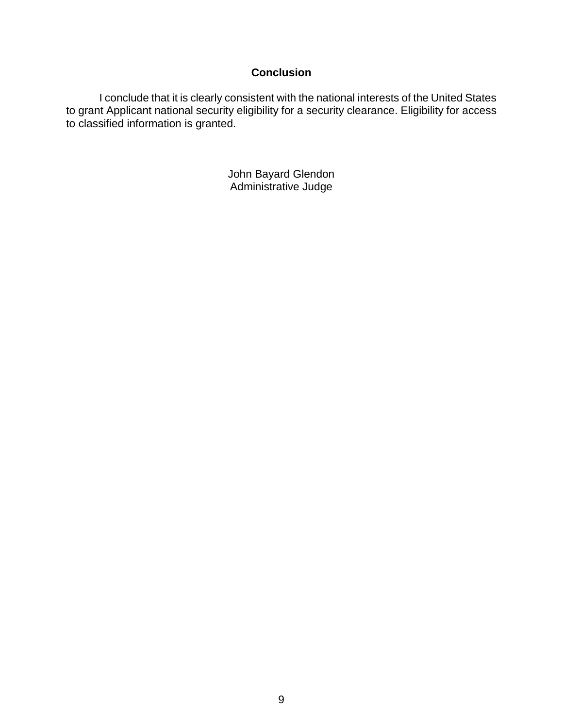## Conclusion

I conclude that it is clearly consistent with the national interests of the United States to grant Applicant national security eligibility for a security clearance. Eligibility for access to classified information is granted.

John Bayard Glendon
Administrative Judge